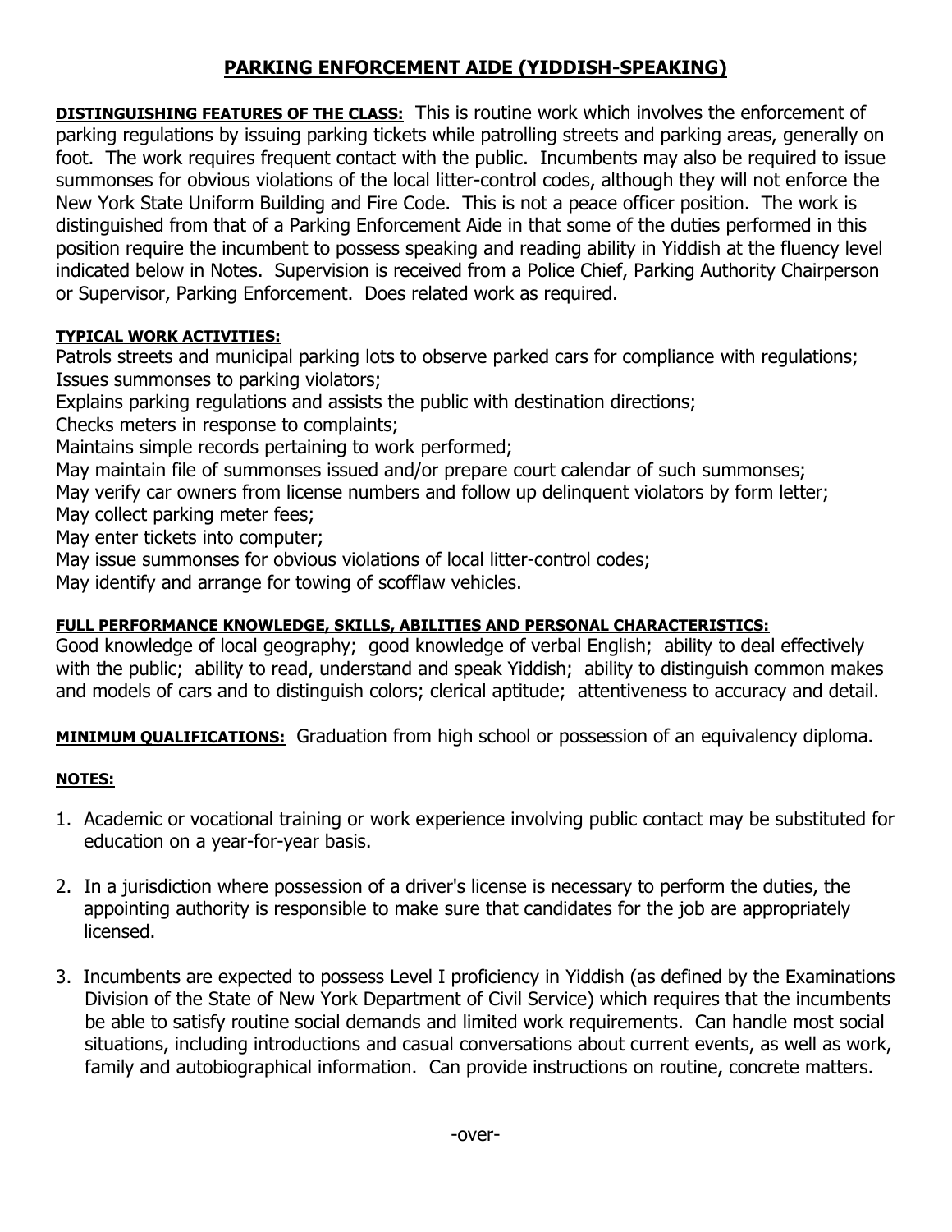# PARKING ENFORCEMENT AIDE (YIDDISH-SPEAKING)

**DISTINGUISHING FEATURES OF THE CLASS:** This is routine work which involves the enforcement of parking regulations by issuing parking tickets while patrolling streets and parking areas, generally on foot. The work requires frequent contact with the public. Incumbents may also be required to issue summonses for obvious violations of the local litter-control codes, although they will not enforce the New York State Uniform Building and Fire Code. This is not a peace officer position. The work is distinguished from that of a Parking Enforcement Aide in that some of the duties performed in this position require the incumbent to possess speaking and reading ability in Yiddish at the fluency level indicated below in Notes. Supervision is received from a Police Chief, Parking Authority Chairperson or Supervisor, Parking Enforcement. Does related work as required.

**TYPICAL WORK ACTIVITIES:**

Patrols streets and municipal parking lots to observe parked cars for compliance with regulations;
Issues summonses to parking violators;
Explains parking regulations and assists the public with destination directions;
Checks meters in response to complaints;
Maintains simple records pertaining to work performed;
May maintain file of summonses issued and/or prepare court calendar of such summonses;
May verify car owners from license numbers and follow up delinquent violators by form letter;
May collect parking meter fees;
May enter tickets into computer;
May issue summonses for obvious violations of local litter-control codes;
May identify and arrange for towing of scofflaw vehicles.

**FULL PERFORMANCE KNOWLEDGE, SKILLS, ABILITIES AND PERSONAL CHARACTERISTICS:**

Good knowledge of local geography; good knowledge of verbal English; ability to deal effectively with the public; ability to read, understand and speak Yiddish; ability to distinguish common makes and models of cars and to distinguish colors; clerical aptitude; attentiveness to accuracy and detail.

**MINIMUM QUALIFICATIONS:** Graduation from high school or possession of an equivalency diploma.

**NOTES:**

1. Academic or vocational training or work experience involving public contact may be substituted for education on a year-for-year basis.

2. In a jurisdiction where possession of a driver's license is necessary to perform the duties, the appointing authority is responsible to make sure that candidates for the job are appropriately licensed.

3. Incumbents are expected to possess Level I proficiency in Yiddish (as defined by the Examinations Division of the State of New York Department of Civil Service) which requires that the incumbents be able to satisfy routine social demands and limited work requirements. Can handle most social situations, including introductions and casual conversations about current events, as well as work, family and autobiographical information. Can provide instructions on routine, concrete matters.

-over-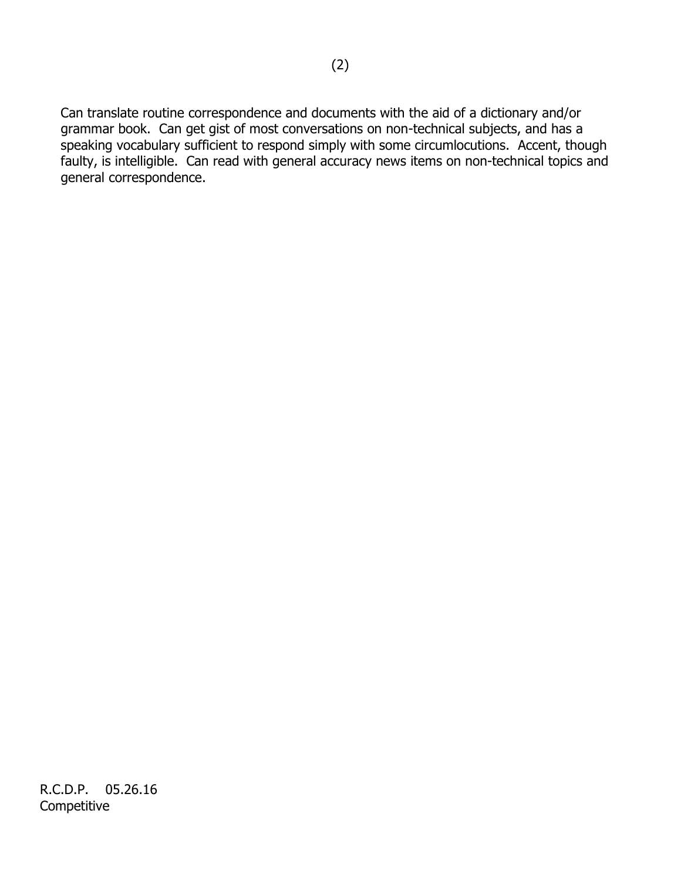Can translate routine correspondence and documents with the aid of a dictionary and/or grammar book. Can get gist of most conversations on non-technical subjects, and has a speaking vocabulary sufficient to respond simply with some circumlocutions. Accent, though faulty, is intelligible. Can read with general accuracy news items on non-technical topics and general correspondence.

R.C.D.P. 05.26.16
Competitive